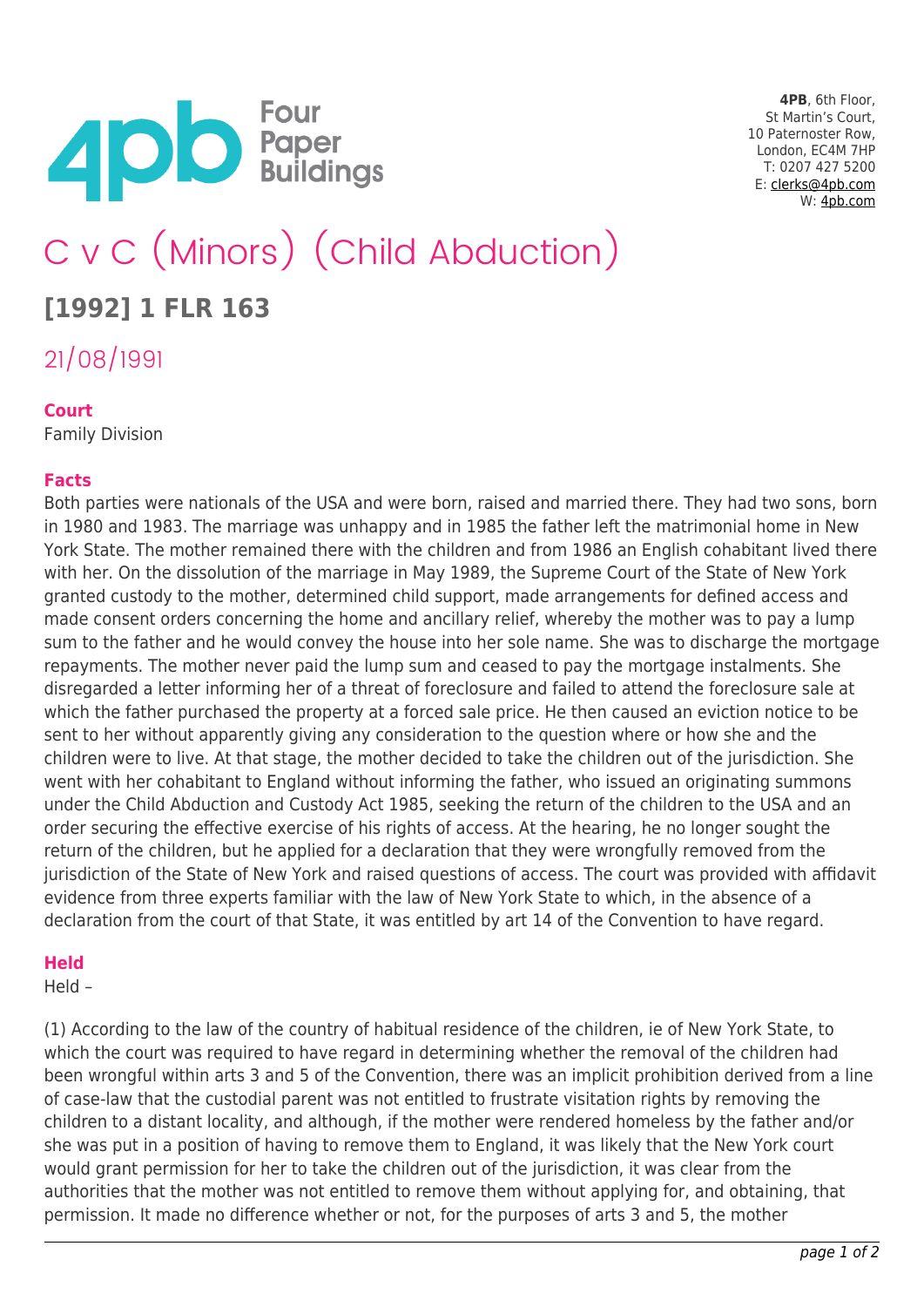4PB, 6th Floor,
St Martin's Court,
10 Paternoster Row,
London, EC4M 7HP
T: 0207 427 5200
E: clerks@4pb.com
W: 4pb.com

# C v C (Minors) (Child Abduction)

## [1992] 1 FLR 163

21/08/1991

**Court**

Family Division

**Facts**

Both parties were nationals of the USA and were born, raised and married there. They had two sons, born in 1980 and 1983. The marriage was unhappy and in 1985 the father left the matrimonial home in New York State. The mother remained there with the children and from 1986 an English cohabitant lived there with her. On the dissolution of the marriage in May 1989, the Supreme Court of the State of New York granted custody to the mother, determined child support, made arrangements for defined access and made consent orders concerning the home and ancillary relief, whereby the mother was to pay a lump sum to the father and he would convey the house into her sole name. She was to discharge the mortgage repayments. The mother never paid the lump sum and ceased to pay the mortgage instalments. She disregarded a letter informing her of a threat of foreclosure and failed to attend the foreclosure sale at which the father purchased the property at a forced sale price. He then caused an eviction notice to be sent to her without apparently giving any consideration to the question where or how she and the children were to live. At that stage, the mother decided to take the children out of the jurisdiction. She went with her cohabitant to England without informing the father, who issued an originating summons under the Child Abduction and Custody Act 1985, seeking the return of the children to the USA and an order securing the effective exercise of his rights of access. At the hearing, he no longer sought the return of the children, but he applied for a declaration that they were wrongfully removed from the jurisdiction of the State of New York and raised questions of access. The court was provided with affidavit evidence from three experts familiar with the law of New York State to which, in the absence of a declaration from the court of that State, it was entitled by art 14 of the Convention to have regard.

**Held**

Held –

(1) According to the law of the country of habitual residence of the children, ie of New York State, to which the court was required to have regard in determining whether the removal of the children had been wrongful within arts 3 and 5 of the Convention, there was an implicit prohibition derived from a line of case-law that the custodial parent was not entitled to frustrate visitation rights by removing the children to a distant locality, and although, if the mother were rendered homeless by the father and/or she was put in a position of having to remove them to England, it was likely that the New York court would grant permission for her to take the children out of the jurisdiction, it was clear from the authorities that the mother was not entitled to remove them without applying for, and obtaining, that permission. It made no difference whether or not, for the purposes of arts 3 and 5, the mother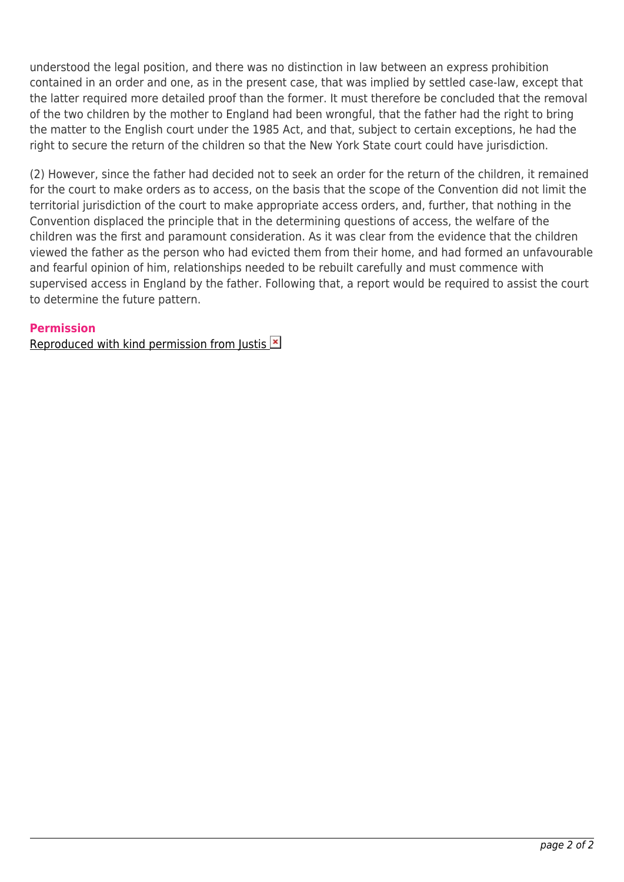understood the legal position, and there was no distinction in law between an express prohibition contained in an order and one, as in the present case, that was implied by settled case-law, except that the latter required more detailed proof than the former. It must therefore be concluded that the removal of the two children by the mother to England had been wrongful, that the father had the right to bring the matter to the English court under the 1985 Act, and that, subject to certain exceptions, he had the right to secure the return of the children so that the New York State court could have jurisdiction.

(2) However, since the father had decided not to seek an order for the return of the children, it remained for the court to make orders as to access, on the basis that the scope of the Convention did not limit the territorial jurisdiction of the court to make appropriate access orders, and, further, that nothing in the Convention displaced the principle that in the determining questions of access, the welfare of the children was the first and paramount consideration. As it was clear from the evidence that the children viewed the father as the person who had evicted them from their home, and had formed an unfavourable and fearful opinion of him, relationships needed to be rebuilt carefully and must commence with supervised access in England by the father. Following that, a report would be required to assist the court to determine the future pattern.

**Permission**

Reproduced with kind permission from Justis